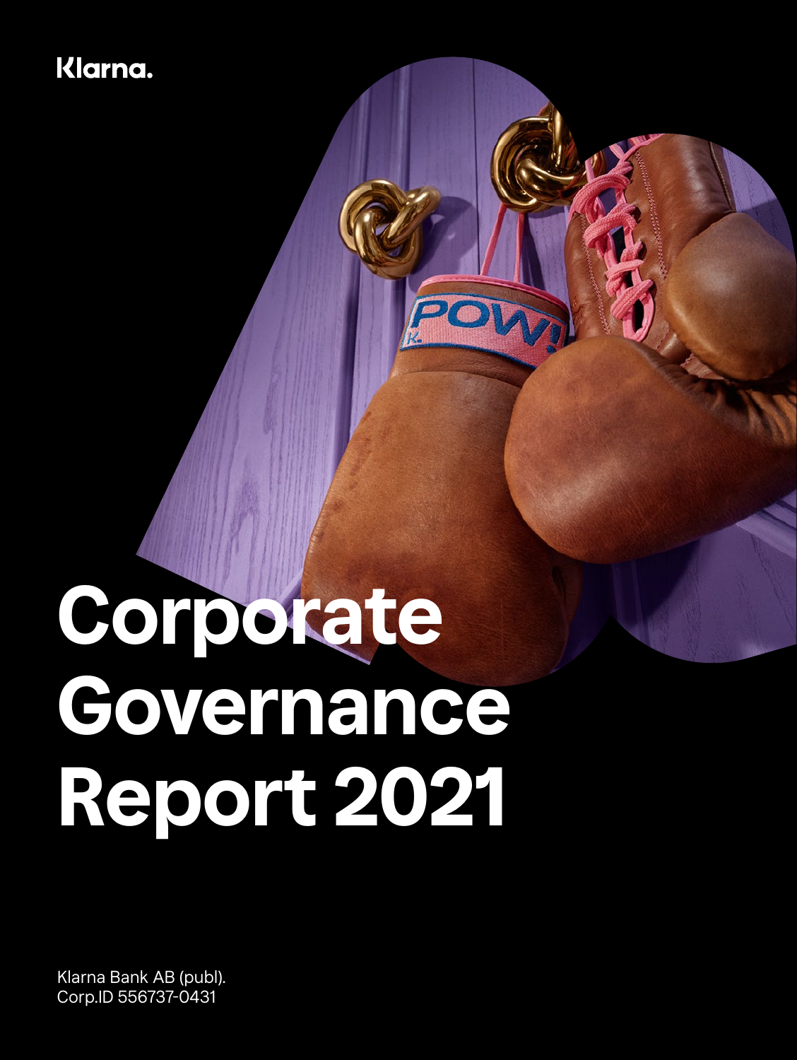Klarna.

# Corporate Governance Report 2021

Klarna Bank AB (publ).
Corp.ID 556737-0431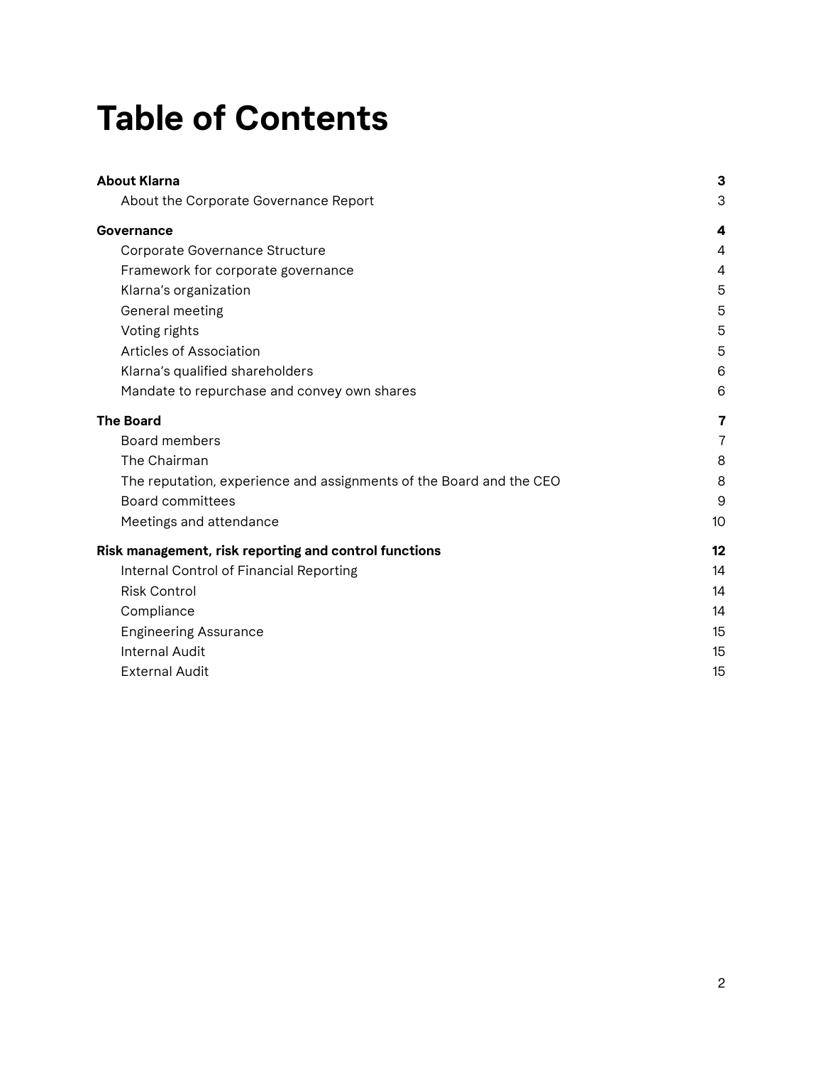# Table of Contents

| | |
|---|---|
| **About Klarna** | **3** |
| About the Corporate Governance Report | 3 |
| **Governance** | **4** |
| Corporate Governance Structure | 4 |
| Framework for corporate governance | 4 |
| Klarna's organization | 5 |
| General meeting | 5 |
| Voting rights | 5 |
| Articles of Association | 5 |
| Klarna's qualified shareholders | 6 |
| Mandate to repurchase and convey own shares | 6 |
| **The Board** | **7** |
| Board members | 7 |
| The Chairman | 8 |
| The reputation, experience and assignments of the Board and the CEO | 8 |
| Board committees | 9 |
| Meetings and attendance | 10 |
| **Risk management, risk reporting and control functions** | **12** |
| Internal Control of Financial Reporting | 14 |
| Risk Control | 14 |
| Compliance | 14 |
| Engineering Assurance | 15 |
| Internal Audit | 15 |
| External Audit | 15 |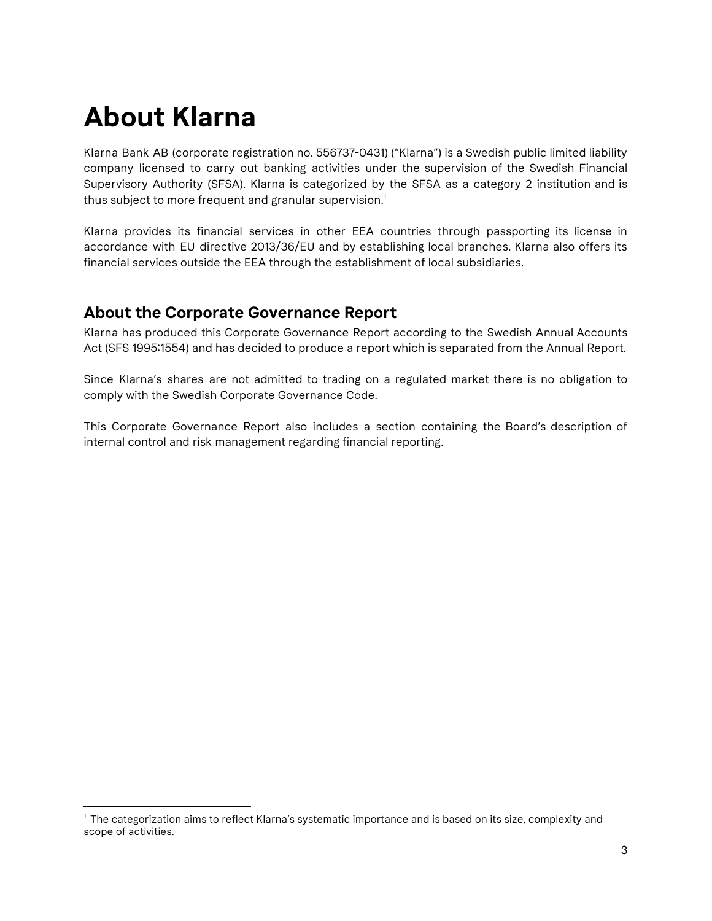# About Klarna

Klarna Bank AB (corporate registration no. 556737-0431) ("Klarna") is a Swedish public limited liability company licensed to carry out banking activities under the supervision of the Swedish Financial Supervisory Authority (SFSA). Klarna is categorized by the SFSA as a category 2 institution and is thus subject to more frequent and granular supervision.[1]

Klarna provides its financial services in other EEA countries through passporting its license in accordance with EU directive 2013/36/EU and by establishing local branches. Klarna also offers its financial services outside the EEA through the establishment of local subsidiaries.

## About the Corporate Governance Report

Klarna has produced this Corporate Governance Report according to the Swedish Annual Accounts Act (SFS 1995:1554) and has decided to produce a report which is separated from the Annual Report.

Since Klarna's shares are not admitted to trading on a regulated market there is no obligation to comply with the Swedish Corporate Governance Code.

This Corporate Governance Report also includes a section containing the Board's description of internal control and risk management regarding financial reporting.

---

[1] The categorization aims to reflect Klarna's systematic importance and is based on its size, complexity and scope of activities.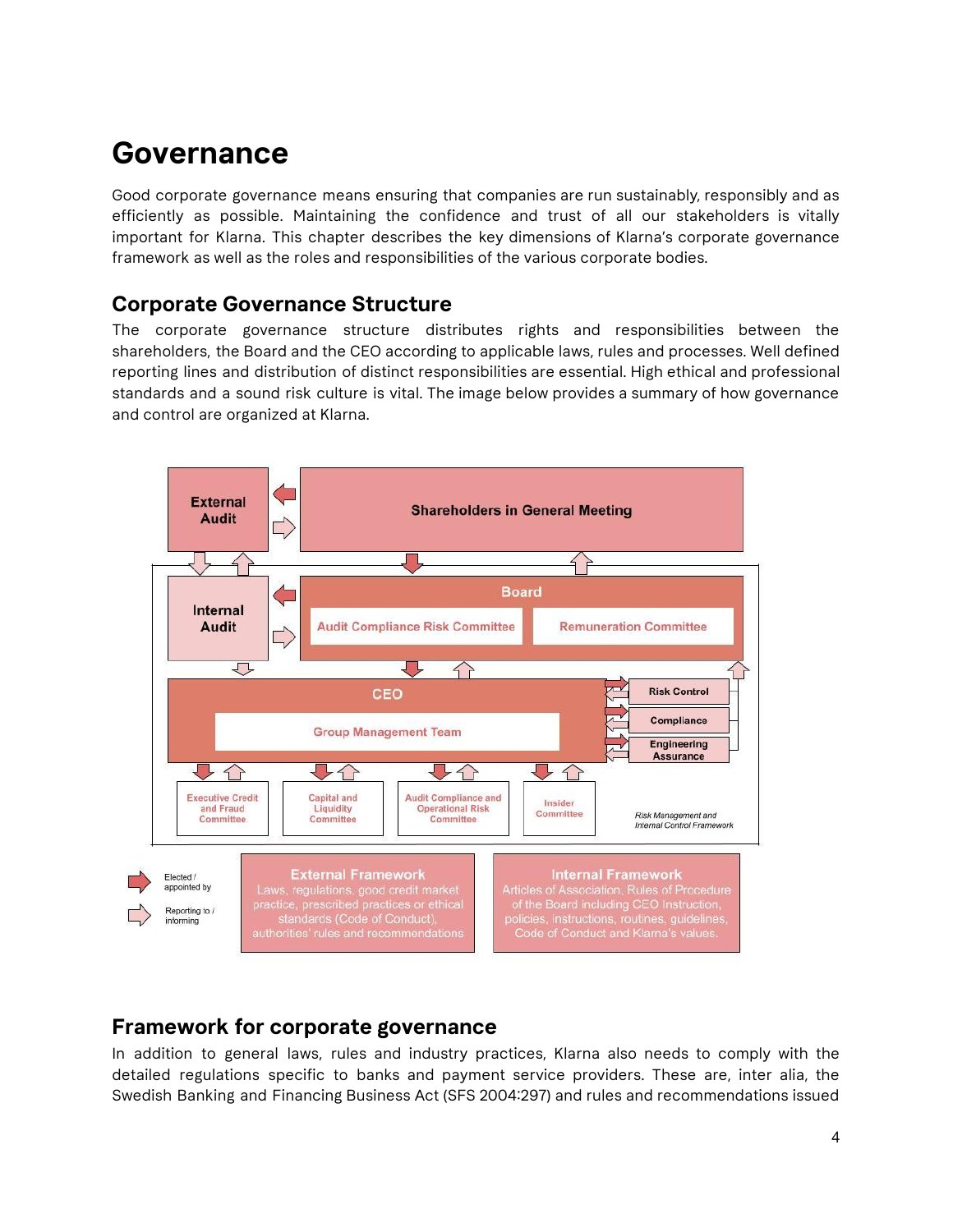# Governance

Good corporate governance means ensuring that companies are run sustainably, responsibly and as efficiently as possible. Maintaining the confidence and trust of all our stakeholders is vitally important for Klarna. This chapter describes the key dimensions of Klarna's corporate governance framework as well as the roles and responsibilities of the various corporate bodies.

## Corporate Governance Structure

The corporate governance structure distributes rights and responsibilities between the shareholders, the Board and the CEO according to applicable laws, rules and processes. Well defined reporting lines and distribution of distinct responsibilities are essential. High ethical and professional standards and a sound risk culture is vital. The image below provides a summary of how governance and control are organized at Klarna.

External Audit

Shareholders in General Meeting

Internal Audit

Board

Audit Compliance Risk Committee

Remuneration Committee

CEO

Group Management Team

Risk Control

Compliance

Engineering Assurance

Executive Credit and Fraud Committee

Capital and Liquidity Committee

Audit Compliance and Operational Risk Committee

Insider Committee

*Risk Management and Internal Control Framework*

Elected / appointed by

Reporting to / informing

**External Framework**
Laws, regulations, good credit market practice, prescribed practices or ethical standards (Code of Conduct), authorities' rules and recommendations

**Internal Framework**
Articles of Association, Rules of Procedure of the Board including CEO Instruction, policies, instructions, routines, guidelines, Code of Conduct and Klarna's values.

## Framework for corporate governance

In addition to general laws, rules and industry practices, Klarna also needs to comply with the detailed regulations specific to banks and payment service providers. These are, inter alia, the Swedish Banking and Financing Business Act (SFS 2004:297) and rules and recommendations issued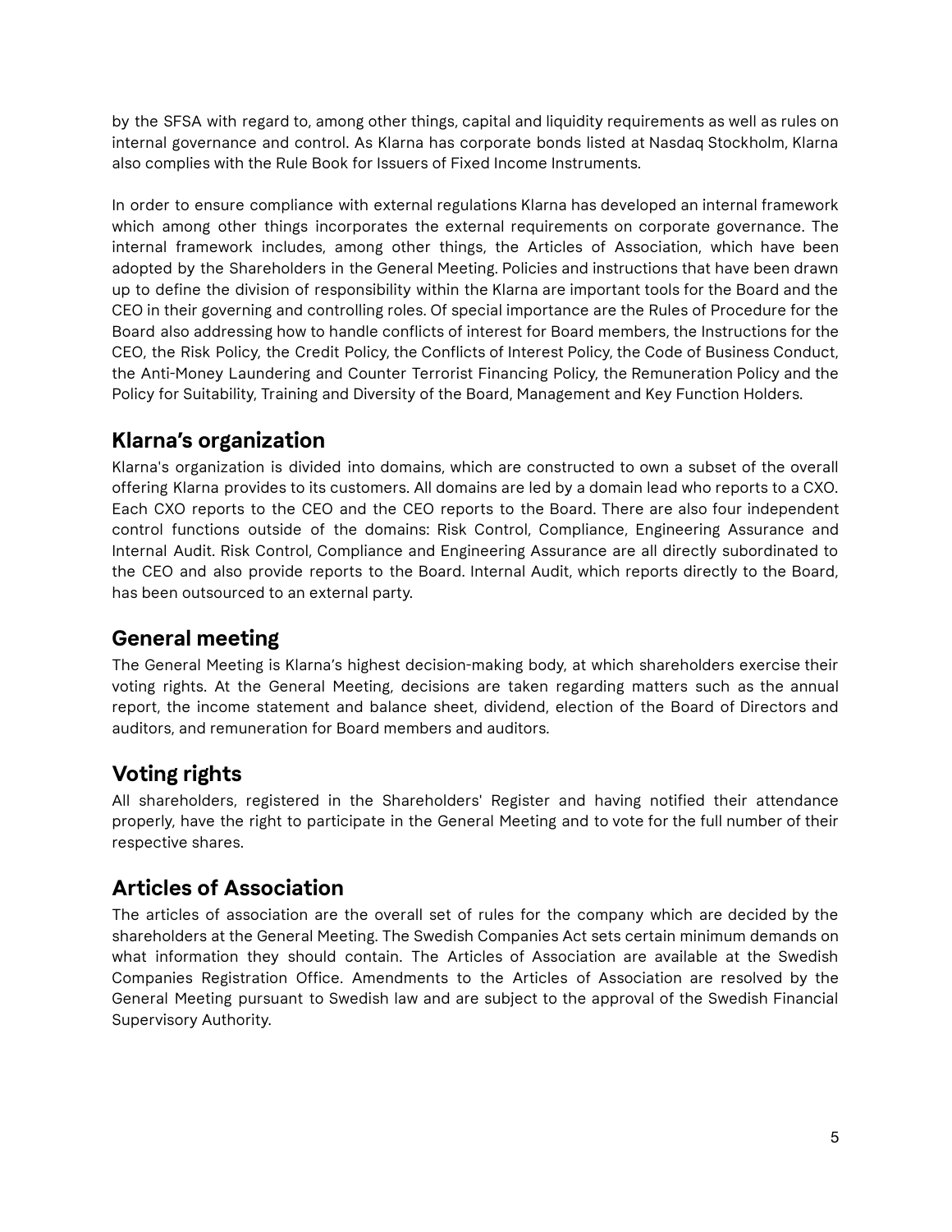by the SFSA with regard to, among other things, capital and liquidity requirements as well as rules on internal governance and control. As Klarna has corporate bonds listed at Nasdaq Stockholm, Klarna also complies with the Rule Book for Issuers of Fixed Income Instruments.

In order to ensure compliance with external regulations Klarna has developed an internal framework which among other things incorporates the external requirements on corporate governance. The internal framework includes, among other things, the Articles of Association, which have been adopted by the Shareholders in the General Meeting. Policies and instructions that have been drawn up to define the division of responsibility within the Klarna are important tools for the Board and the CEO in their governing and controlling roles. Of special importance are the Rules of Procedure for the Board also addressing how to handle conflicts of interest for Board members, the Instructions for the CEO, the Risk Policy, the Credit Policy, the Conflicts of Interest Policy, the Code of Business Conduct, the Anti-Money Laundering and Counter Terrorist Financing Policy, the Remuneration Policy and the Policy for Suitability, Training and Diversity of the Board, Management and Key Function Holders.

## Klarna's organization

Klarna's organization is divided into domains, which are constructed to own a subset of the overall offering Klarna provides to its customers. All domains are led by a domain lead who reports to a CXO. Each CXO reports to the CEO and the CEO reports to the Board. There are also four independent control functions outside of the domains: Risk Control, Compliance, Engineering Assurance and Internal Audit. Risk Control, Compliance and Engineering Assurance are all directly subordinated to the CEO and also provide reports to the Board. Internal Audit, which reports directly to the Board, has been outsourced to an external party.

## General meeting

The General Meeting is Klarna's highest decision-making body, at which shareholders exercise their voting rights. At the General Meeting, decisions are taken regarding matters such as the annual report, the income statement and balance sheet, dividend, election of the Board of Directors and auditors, and remuneration for Board members and auditors.

## Voting rights

All shareholders, registered in the Shareholders' Register and having notified their attendance properly, have the right to participate in the General Meeting and to vote for the full number of their respective shares.

## Articles of Association

The articles of association are the overall set of rules for the company which are decided by the shareholders at the General Meeting. The Swedish Companies Act sets certain minimum demands on what information they should contain. The Articles of Association are available at the Swedish Companies Registration Office. Amendments to the Articles of Association are resolved by the General Meeting pursuant to Swedish law and are subject to the approval of the Swedish Financial Supervisory Authority.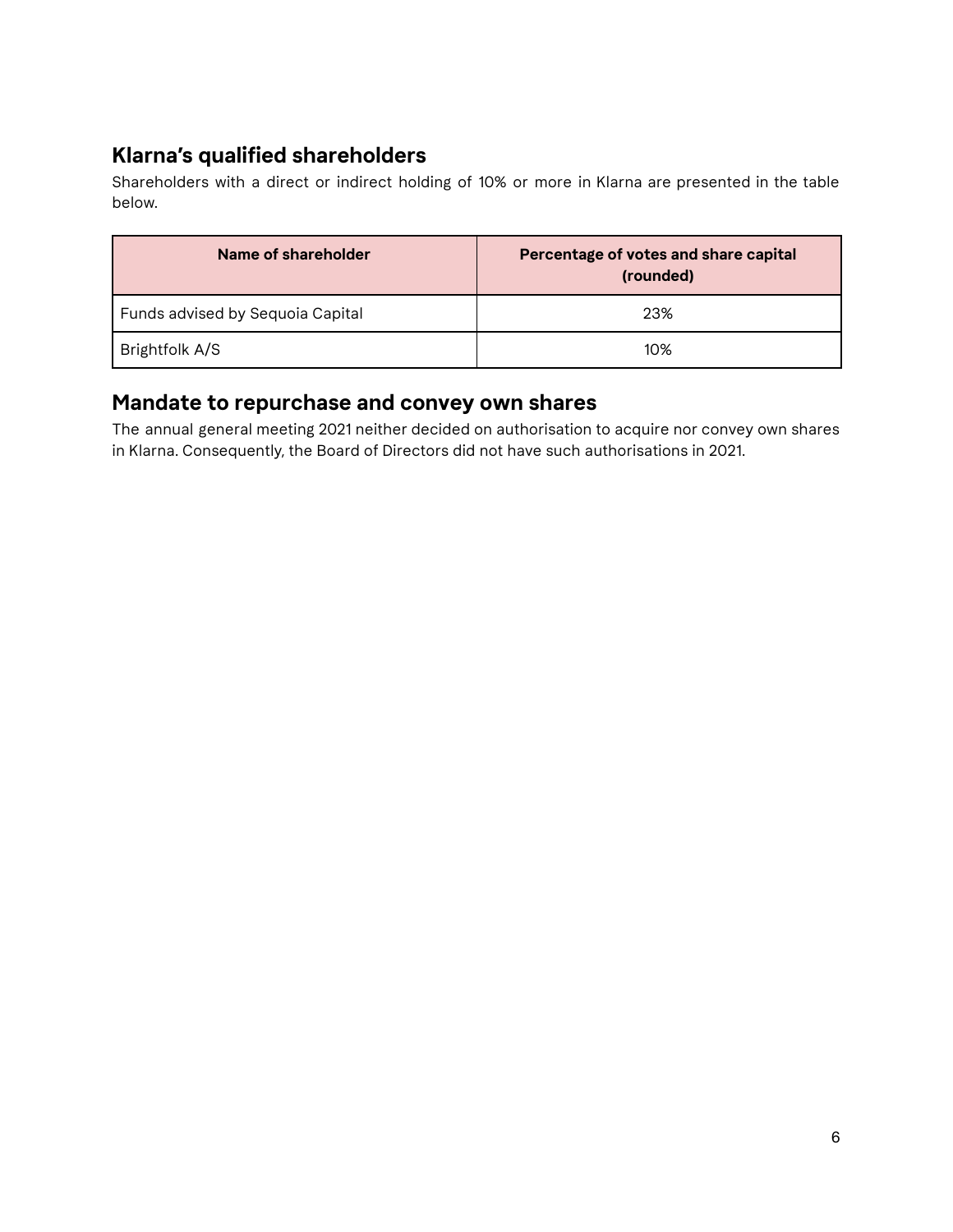## Klarna's qualified shareholders

Shareholders with a direct or indirect holding of 10% or more in Klarna are presented in the table below.

| Name of shareholder | Percentage of votes and share capital (rounded) |
|---|---|
| Funds advised by Sequoia Capital | 23% |
| Brightfolk A/S | 10% |

## Mandate to repurchase and convey own shares

The annual general meeting 2021 neither decided on authorisation to acquire nor convey own shares in Klarna. Consequently, the Board of Directors did not have such authorisations in 2021.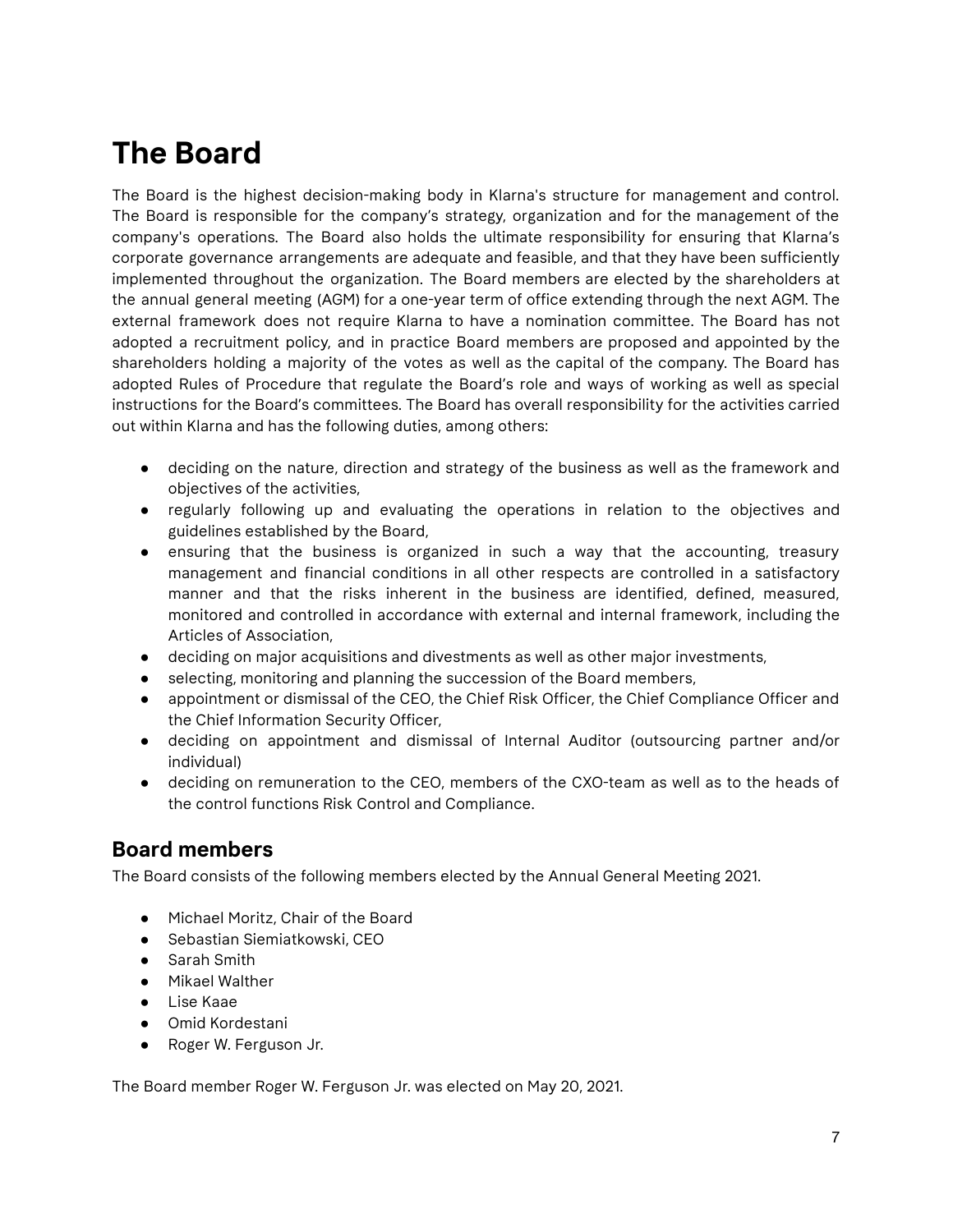# The Board

The Board is the highest decision-making body in Klarna's structure for management and control. The Board is responsible for the company's strategy, organization and for the management of the company's operations. The Board also holds the ultimate responsibility for ensuring that Klarna's corporate governance arrangements are adequate and feasible, and that they have been sufficiently implemented throughout the organization. The Board members are elected by the shareholders at the annual general meeting (AGM) for a one-year term of office extending through the next AGM. The external framework does not require Klarna to have a nomination committee. The Board has not adopted a recruitment policy, and in practice Board members are proposed and appointed by the shareholders holding a majority of the votes as well as the capital of the company. The Board has adopted Rules of Procedure that regulate the Board's role and ways of working as well as special instructions for the Board's committees. The Board has overall responsibility for the activities carried out within Klarna and has the following duties, among others:

- deciding on the nature, direction and strategy of the business as well as the framework and objectives of the activities,
- regularly following up and evaluating the operations in relation to the objectives and guidelines established by the Board,
- ensuring that the business is organized in such a way that the accounting, treasury management and financial conditions in all other respects are controlled in a satisfactory manner and that the risks inherent in the business are identified, defined, measured, monitored and controlled in accordance with external and internal framework, including the Articles of Association,
- deciding on major acquisitions and divestments as well as other major investments,
- selecting, monitoring and planning the succession of the Board members,
- appointment or dismissal of the CEO, the Chief Risk Officer, the Chief Compliance Officer and the Chief Information Security Officer,
- deciding on appointment and dismissal of Internal Auditor (outsourcing partner and/or individual)
- deciding on remuneration to the CEO, members of the CXO-team as well as to the heads of the control functions Risk Control and Compliance.

## Board members

The Board consists of the following members elected by the Annual General Meeting 2021.

- Michael Moritz, Chair of the Board
- Sebastian Siemiatkowski, CEO
- Sarah Smith
- Mikael Walther
- Lise Kaae
- Omid Kordestani
- Roger W. Ferguson Jr.

The Board member Roger W. Ferguson Jr. was elected on May 20, 2021.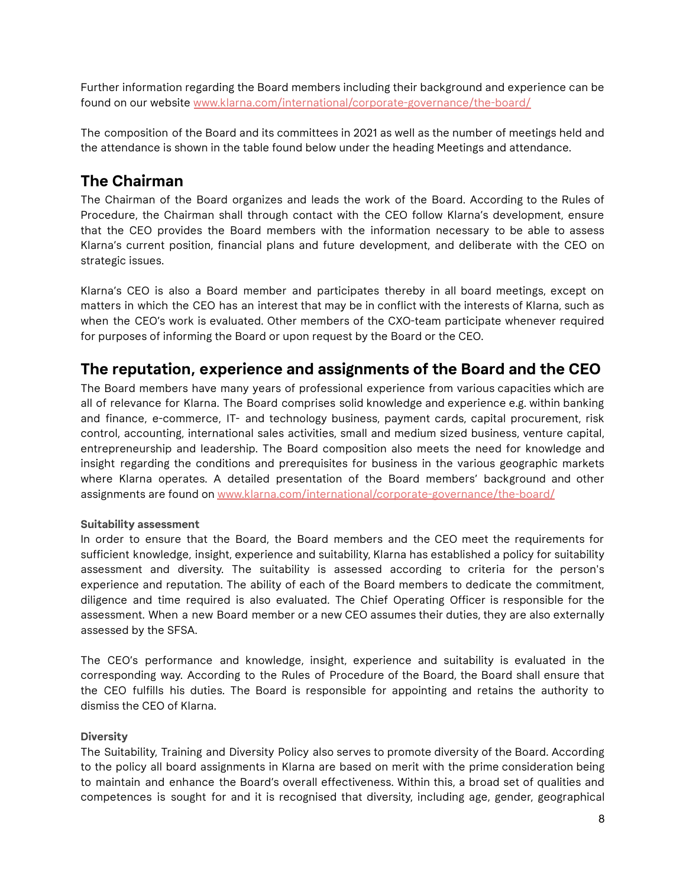Further information regarding the Board members including their background and experience can be found on our website [www.klarna.com/international/corporate-governance/the-board/](www.klarna.com/international/corporate-governance/the-board/)

The composition of the Board and its committees in 2021 as well as the number of meetings held and the attendance is shown in the table found below under the heading Meetings and attendance.

## The Chairman

The Chairman of the Board organizes and leads the work of the Board. According to the Rules of Procedure, the Chairman shall through contact with the CEO follow Klarna's development, ensure that the CEO provides the Board members with the information necessary to be able to assess Klarna's current position, financial plans and future development, and deliberate with the CEO on strategic issues.

Klarna's CEO is also a Board member and participates thereby in all board meetings, except on matters in which the CEO has an interest that may be in conflict with the interests of Klarna, such as when the CEO's work is evaluated. Other members of the CXO-team participate whenever required for purposes of informing the Board or upon request by the Board or the CEO.

## The reputation, experience and assignments of the Board and the CEO

The Board members have many years of professional experience from various capacities which are all of relevance for Klarna. The Board comprises solid knowledge and experience e.g. within banking and finance, e-commerce, IT- and technology business, payment cards, capital procurement, risk control, accounting, international sales activities, small and medium sized business, venture capital, entrepreneurship and leadership. The Board composition also meets the need for knowledge and insight regarding the conditions and prerequisites for business in the various geographic markets where Klarna operates. A detailed presentation of the Board members' background and other assignments are found on [www.klarna.com/international/corporate-governance/the-board/](www.klarna.com/international/corporate-governance/the-board/)

#### Suitability assessment

In order to ensure that the Board, the Board members and the CEO meet the requirements for sufficient knowledge, insight, experience and suitability, Klarna has established a policy for suitability assessment and diversity. The suitability is assessed according to criteria for the person's experience and reputation. The ability of each of the Board members to dedicate the commitment, diligence and time required is also evaluated. The Chief Operating Officer is responsible for the assessment. When a new Board member or a new CEO assumes their duties, they are also externally assessed by the SFSA.

The CEO's performance and knowledge, insight, experience and suitability is evaluated in the corresponding way. According to the Rules of Procedure of the Board, the Board shall ensure that the CEO fulfills his duties. The Board is responsible for appointing and retains the authority to dismiss the CEO of Klarna.

#### Diversity

The Suitability, Training and Diversity Policy also serves to promote diversity of the Board. According to the policy all board assignments in Klarna are based on merit with the prime consideration being to maintain and enhance the Board's overall effectiveness. Within this, a broad set of qualities and competences is sought for and it is recognised that diversity, including age, gender, geographical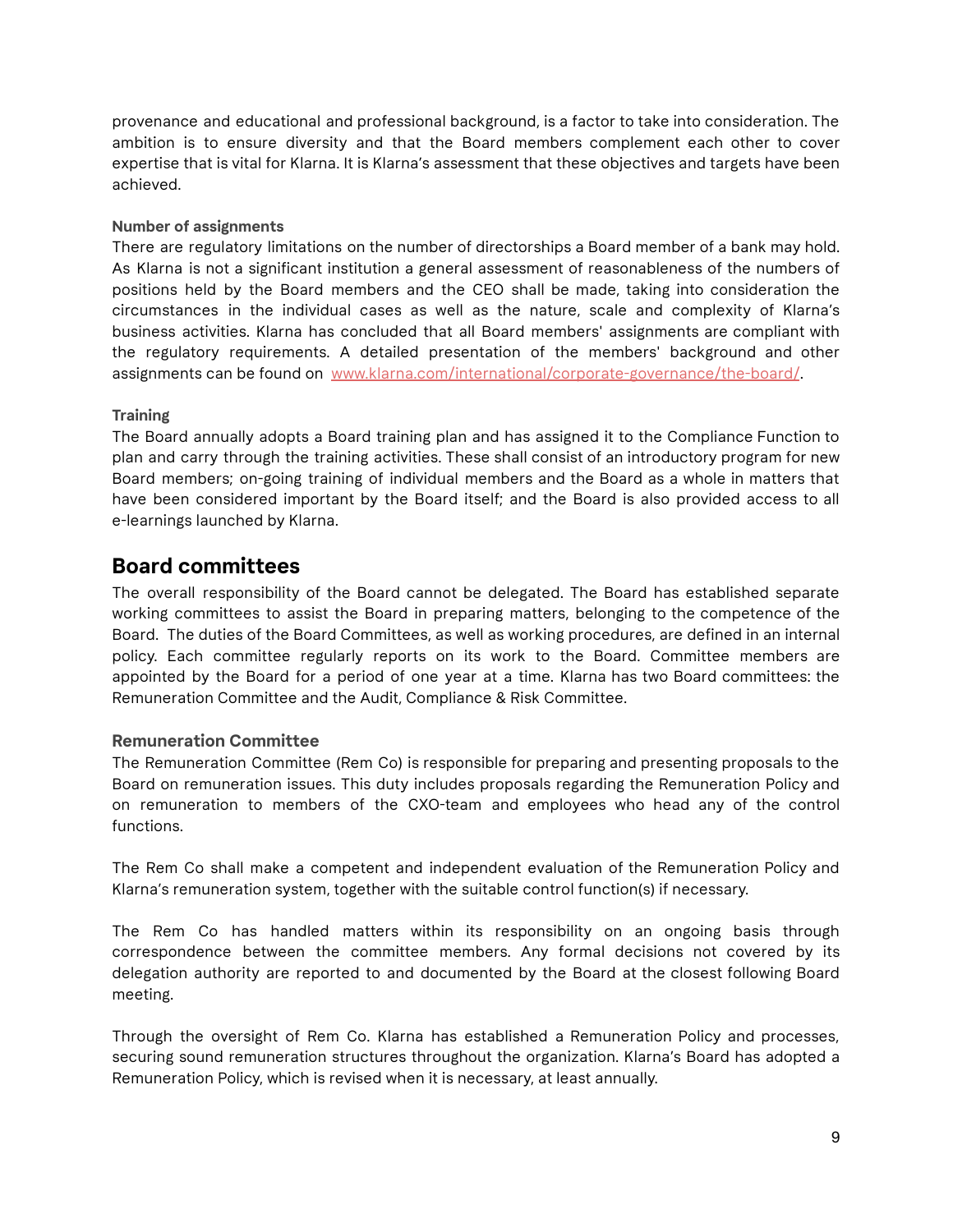provenance and educational and professional background, is a factor to take into consideration. The ambition is to ensure diversity and that the Board members complement each other to cover expertise that is vital for Klarna. It is Klarna's assessment that these objectives and targets have been achieved.

### Number of assignments

There are regulatory limitations on the number of directorships a Board member of a bank may hold. As Klarna is not a significant institution a general assessment of reasonableness of the numbers of positions held by the Board members and the CEO shall be made, taking into consideration the circumstances in the individual cases as well as the nature, scale and complexity of Klarna's business activities. Klarna has concluded that all Board members' assignments are compliant with the regulatory requirements. A detailed presentation of the members' background and other assignments can be found on [www.klarna.com/international/corporate-governance/the-board/](www.klarna.com/international/corporate-governance/the-board/).

### Training

The Board annually adopts a Board training plan and has assigned it to the Compliance Function to plan and carry through the training activities. These shall consist of an introductory program for new Board members; on-going training of individual members and the Board as a whole in matters that have been considered important by the Board itself; and the Board is also provided access to all e-learnings launched by Klarna.

## Board committees

The overall responsibility of the Board cannot be delegated. The Board has established separate working committees to assist the Board in preparing matters, belonging to the competence of the Board. The duties of the Board Committees, as well as working procedures, are defined in an internal policy. Each committee regularly reports on its work to the Board. Committee members are appointed by the Board for a period of one year at a time. Klarna has two Board committees: the Remuneration Committee and the Audit, Compliance & Risk Committee.

### Remuneration Committee

The Remuneration Committee (Rem Co) is responsible for preparing and presenting proposals to the Board on remuneration issues. This duty includes proposals regarding the Remuneration Policy and on remuneration to members of the CXO-team and employees who head any of the control functions.

The Rem Co shall make a competent and independent evaluation of the Remuneration Policy and Klarna's remuneration system, together with the suitable control function(s) if necessary.

The Rem Co has handled matters within its responsibility on an ongoing basis through correspondence between the committee members. Any formal decisions not covered by its delegation authority are reported to and documented by the Board at the closest following Board meeting.

Through the oversight of Rem Co. Klarna has established a Remuneration Policy and processes, securing sound remuneration structures throughout the organization. Klarna's Board has adopted a Remuneration Policy, which is revised when it is necessary, at least annually.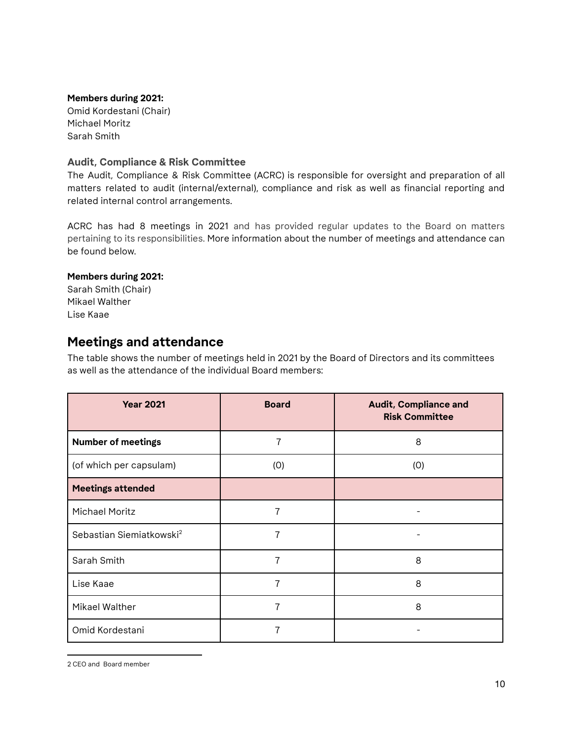**Members during 2021:**
Omid Kordestani (Chair)
Michael Moritz
Sarah Smith

### Audit, Compliance & Risk Committee

The Audit, Compliance & Risk Committee (ACRC) is responsible for oversight and preparation of all matters related to audit (internal/external), compliance and risk as well as financial reporting and related internal control arrangements.

ACRC has had 8 meetings in 2021 and has provided regular updates to the Board on matters pertaining to its responsibilities. More information about the number of meetings and attendance can be found below.

**Members during 2021:**
Sarah Smith (Chair)
Mikael Walther
Lise Kaae

## Meetings and attendance

The table shows the number of meetings held in 2021 by the Board of Directors and its committees as well as the attendance of the individual Board members:

| Year 2021 | Board | Audit, Compliance and Risk Committee |
|---|---|---|
| **Number of meetings** | 7 | 8 |
| (of which per capsulam) | (0) | (0) |
| **Meetings attended** | | |
| Michael Moritz | 7 | - |
| Sebastian Siemiatkowski[2] | 7 | - |
| Sarah Smith | 7 | 8 |
| Lise Kaae | 7 | 8 |
| Mikael Walther | 7 | 8 |
| Omid Kordestani | 7 | - |

2 CEO and Board member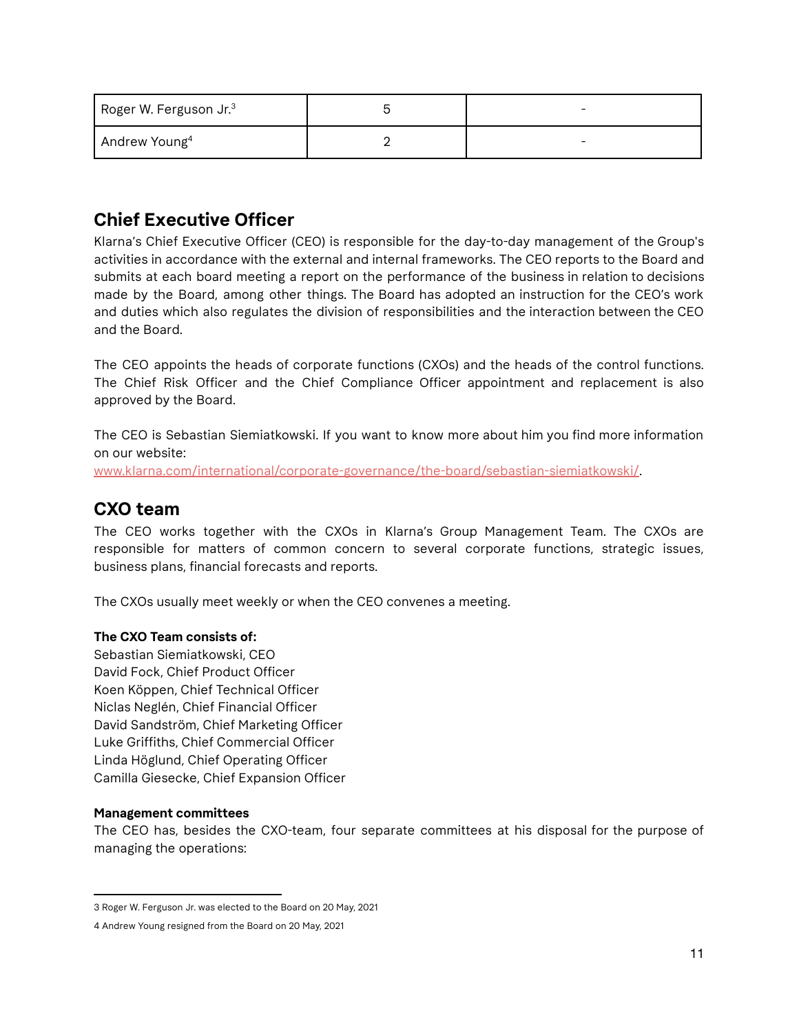| Roger W. Ferguson Jr.[3] | 5 | - |
|---|---|---|
| Andrew Young[4] | 2 | - |

## Chief Executive Officer

Klarna's Chief Executive Officer (CEO) is responsible for the day-to-day management of the Group's activities in accordance with the external and internal frameworks. The CEO reports to the Board and submits at each board meeting a report on the performance of the business in relation to decisions made by the Board, among other things. The Board has adopted an instruction for the CEO's work and duties which also regulates the division of responsibilities and the interaction between the CEO and the Board.

The CEO appoints the heads of corporate functions (CXOs) and the heads of the control functions. The Chief Risk Officer and the Chief Compliance Officer appointment and replacement is also approved by the Board.

The CEO is Sebastian Siemiatkowski. If you want to know more about him you find more information on our website:
www.klarna.com/international/corporate-governance/the-board/sebastian-siemiatkowski/.

## CXO team

The CEO works together with the CXOs in Klarna's Group Management Team. The CXOs are responsible for matters of common concern to several corporate functions, strategic issues, business plans, financial forecasts and reports.

The CXOs usually meet weekly or when the CEO convenes a meeting.

**The CXO Team consists of:**
Sebastian Siemiatkowski, CEO
David Fock, Chief Product Officer
Koen Köppen, Chief Technical Officer
Niclas Neglén, Chief Financial Officer
David Sandström, Chief Marketing Officer
Luke Griffiths, Chief Commercial Officer
Linda Höglund, Chief Operating Officer
Camilla Giesecke, Chief Expansion Officer

**Management committees**
The CEO has, besides the CXO-team, four separate committees at his disposal for the purpose of managing the operations:

---

3 Roger W. Ferguson Jr. was elected to the Board on 20 May, 2021

4 Andrew Young resigned from the Board on 20 May, 2021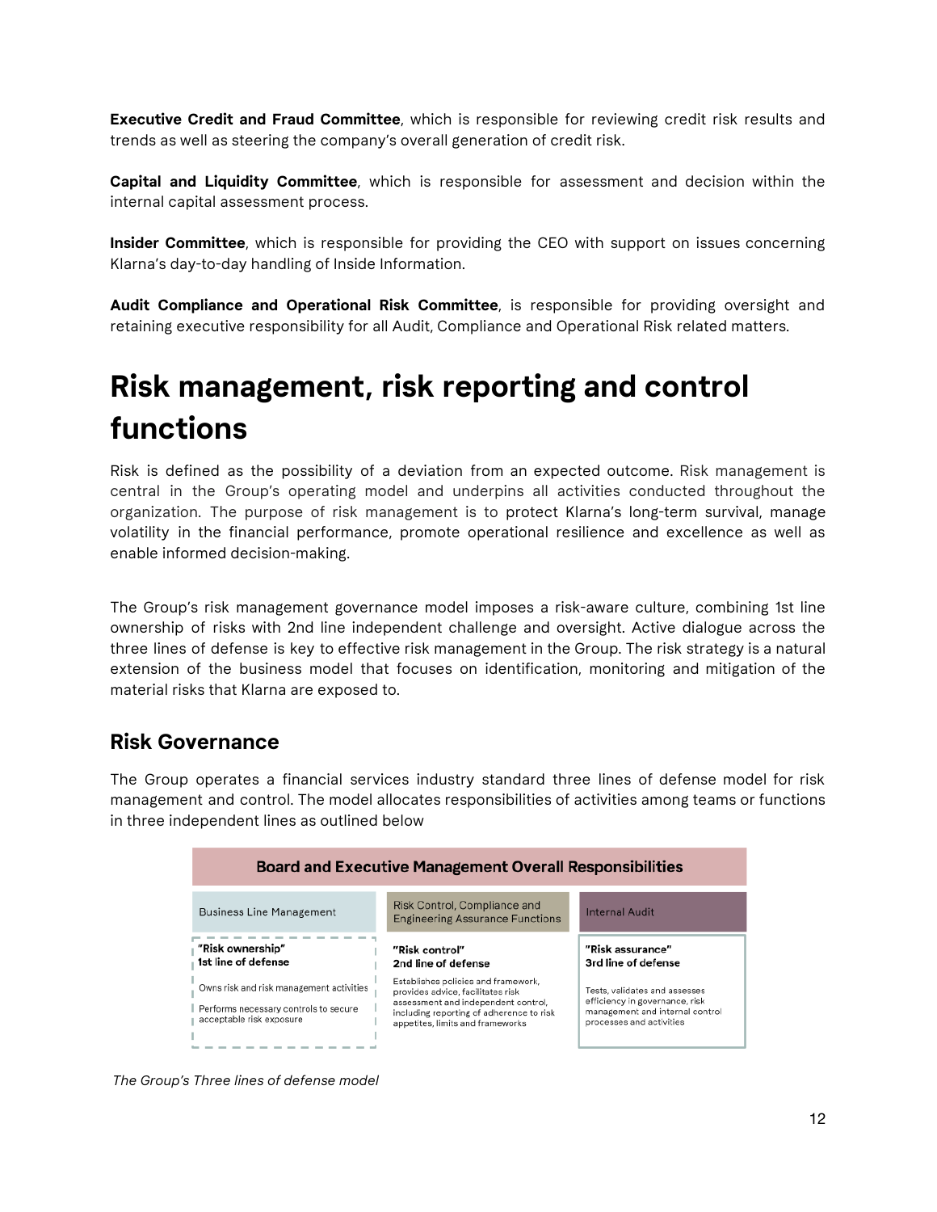**Executive Credit and Fraud Committee**, which is responsible for reviewing credit risk results and trends as well as steering the company's overall generation of credit risk.

**Capital and Liquidity Committee**, which is responsible for assessment and decision within the internal capital assessment process.

**Insider Committee**, which is responsible for providing the CEO with support on issues concerning Klarna's day-to-day handling of Inside Information.

**Audit Compliance and Operational Risk Committee**, is responsible for providing oversight and retaining executive responsibility for all Audit, Compliance and Operational Risk related matters.

# Risk management, risk reporting and control functions

Risk is defined as the possibility of a deviation from an expected outcome. Risk management is central in the Group's operating model and underpins all activities conducted throughout the organization. The purpose of risk management is to protect Klarna's long-term survival, manage volatility in the financial performance, promote operational resilience and excellence as well as enable informed decision-making.

The Group's risk management governance model imposes a risk-aware culture, combining 1st line ownership of risks with 2nd line independent challenge and oversight. Active dialogue across the three lines of defense is key to effective risk management in the Group. The risk strategy is a natural extension of the business model that focuses on identification, monitoring and mitigation of the material risks that Klarna are exposed to.

## Risk Governance

The Group operates a financial services industry standard three lines of defense model for risk management and control. The model allocates responsibilities of activities among teams or functions in three independent lines as outlined below

| Board and Executive Management Overall Responsibilities | | |
|---|---|---|
| Business Line Management | Risk Control, Compliance and Engineering Assurance Functions | Internal Audit |
| **"Risk ownership" 1st line of defense**<br>Owns risk and risk management activities<br>Performs necessary controls to secure acceptable risk exposure | **"Risk control" 2nd line of defense**<br>Establishes policies and framework, provides advice, facilitates risk assessment and independent control, including reporting of adherence to risk appetites, limits and frameworks | **"Risk assurance" 3rd line of defense**<br>Tests, validates and assesses efficiency in governance, risk management and internal control processes and activities |

*The Group's Three lines of defense model*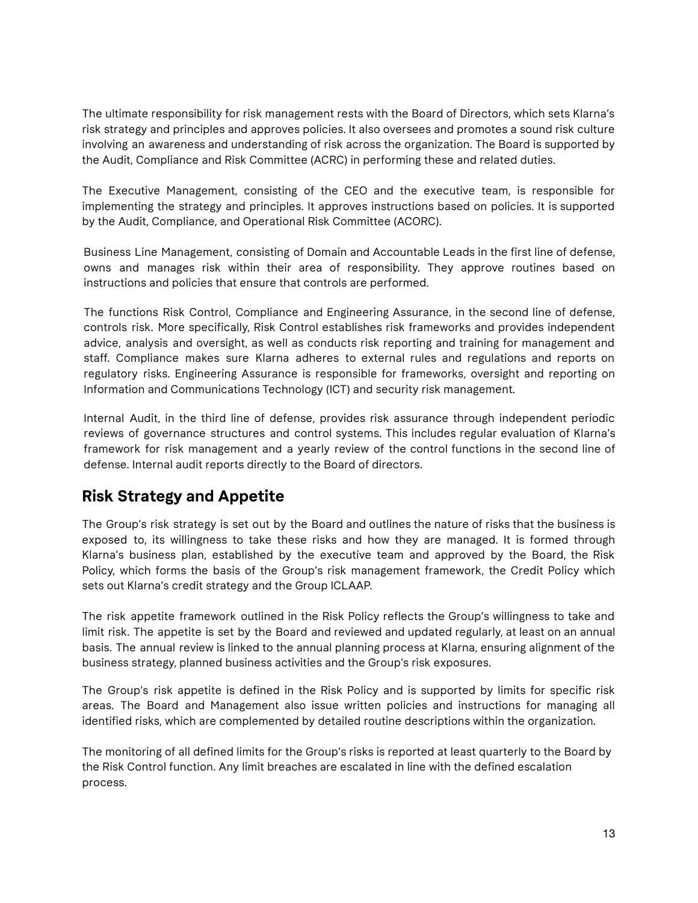The ultimate responsibility for risk management rests with the Board of Directors, which sets Klarna's risk strategy and principles and approves policies. It also oversees and promotes a sound risk culture involving an awareness and understanding of risk across the organization. The Board is supported by the Audit, Compliance and Risk Committee (ACRC) in performing these and related duties.

The Executive Management, consisting of the CEO and the executive team, is responsible for implementing the strategy and principles. It approves instructions based on policies. It is supported by the Audit, Compliance, and Operational Risk Committee (ACORC).

Business Line Management, consisting of Domain and Accountable Leads in the first line of defense, owns and manages risk within their area of responsibility. They approve routines based on instructions and policies that ensure that controls are performed.

The functions Risk Control, Compliance and Engineering Assurance, in the second line of defense, controls risk. More specifically, Risk Control establishes risk frameworks and provides independent advice, analysis and oversight, as well as conducts risk reporting and training for management and staff. Compliance makes sure Klarna adheres to external rules and regulations and reports on regulatory risks. Engineering Assurance is responsible for frameworks, oversight and reporting on Information and Communications Technology (ICT) and security risk management.

Internal Audit, in the third line of defense, provides risk assurance through independent periodic reviews of governance structures and control systems. This includes regular evaluation of Klarna's framework for risk management and a yearly review of the control functions in the second line of defense. Internal audit reports directly to the Board of directors.

## Risk Strategy and Appetite

The Group's risk strategy is set out by the Board and outlines the nature of risks that the business is exposed to, its willingness to take these risks and how they are managed. It is formed through Klarna's business plan, established by the executive team and approved by the Board, the Risk Policy, which forms the basis of the Group's risk management framework, the Credit Policy which sets out Klarna's credit strategy and the Group ICLAAP.

The risk appetite framework outlined in the Risk Policy reflects the Group's willingness to take and limit risk. The appetite is set by the Board and reviewed and updated regularly, at least on an annual basis. The annual review is linked to the annual planning process at Klarna, ensuring alignment of the business strategy, planned business activities and the Group's risk exposures.

The Group's risk appetite is defined in the Risk Policy and is supported by limits for specific risk areas. The Board and Management also issue written policies and instructions for managing all identified risks, which are complemented by detailed routine descriptions within the organization.

The monitoring of all defined limits for the Group's risks is reported at least quarterly to the Board by the Risk Control function. Any limit breaches are escalated in line with the defined escalation process.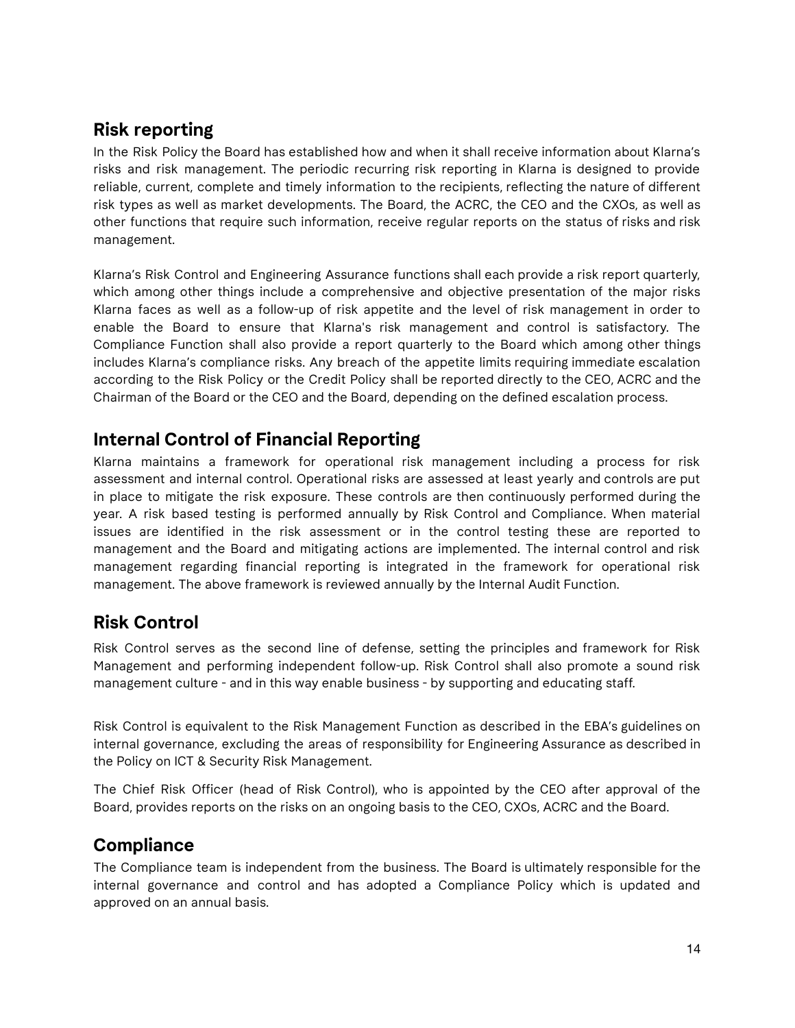## Risk reporting

In the Risk Policy the Board has established how and when it shall receive information about Klarna's risks and risk management. The periodic recurring risk reporting in Klarna is designed to provide reliable, current, complete and timely information to the recipients, reflecting the nature of different risk types as well as market developments. The Board, the ACRC, the CEO and the CXOs, as well as other functions that require such information, receive regular reports on the status of risks and risk management.

Klarna's Risk Control and Engineering Assurance functions shall each provide a risk report quarterly, which among other things include a comprehensive and objective presentation of the major risks Klarna faces as well as a follow-up of risk appetite and the level of risk management in order to enable the Board to ensure that Klarna's risk management and control is satisfactory. The Compliance Function shall also provide a report quarterly to the Board which among other things includes Klarna's compliance risks. Any breach of the appetite limits requiring immediate escalation according to the Risk Policy or the Credit Policy shall be reported directly to the CEO, ACRC and the Chairman of the Board or the CEO and the Board, depending on the defined escalation process.

## Internal Control of Financial Reporting

Klarna maintains a framework for operational risk management including a process for risk assessment and internal control. Operational risks are assessed at least yearly and controls are put in place to mitigate the risk exposure. These controls are then continuously performed during the year. A risk based testing is performed annually by Risk Control and Compliance. When material issues are identified in the risk assessment or in the control testing these are reported to management and the Board and mitigating actions are implemented. The internal control and risk management regarding financial reporting is integrated in the framework for operational risk management. The above framework is reviewed annually by the Internal Audit Function.

## Risk Control

Risk Control serves as the second line of defense, setting the principles and framework for Risk Management and performing independent follow-up. Risk Control shall also promote a sound risk management culture - and in this way enable business - by supporting and educating staff.

Risk Control is equivalent to the Risk Management Function as described in the EBA's guidelines on internal governance, excluding the areas of responsibility for Engineering Assurance as described in the Policy on ICT & Security Risk Management.

The Chief Risk Officer (head of Risk Control), who is appointed by the CEO after approval of the Board, provides reports on the risks on an ongoing basis to the CEO, CXOs, ACRC and the Board.

## Compliance

The Compliance team is independent from the business. The Board is ultimately responsible for the internal governance and control and has adopted a Compliance Policy which is updated and approved on an annual basis.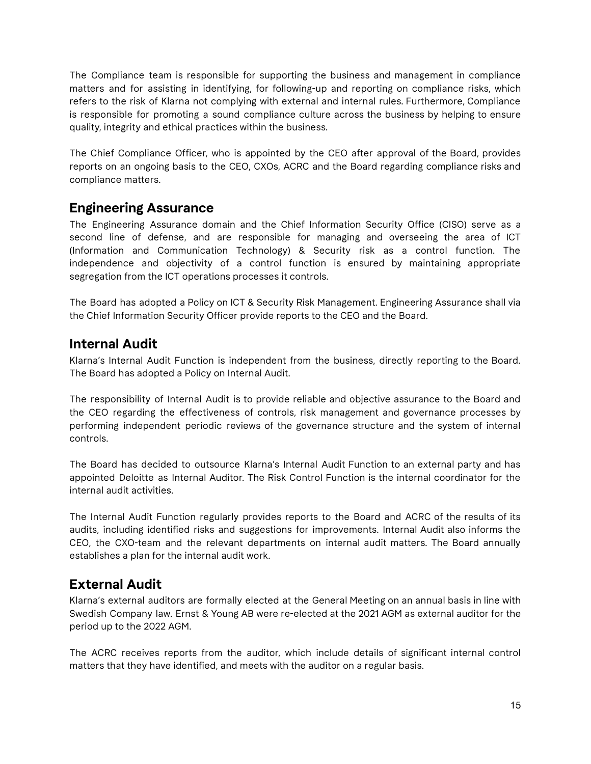The Compliance team is responsible for supporting the business and management in compliance matters and for assisting in identifying, for following-up and reporting on compliance risks, which refers to the risk of Klarna not complying with external and internal rules. Furthermore, Compliance is responsible for promoting a sound compliance culture across the business by helping to ensure quality, integrity and ethical practices within the business.

The Chief Compliance Officer, who is appointed by the CEO after approval of the Board, provides reports on an ongoing basis to the CEO, CXOs, ACRC and the Board regarding compliance risks and compliance matters.

## Engineering Assurance

The Engineering Assurance domain and the Chief Information Security Office (CISO) serve as a second line of defense, and are responsible for managing and overseeing the area of ICT (Information and Communication Technology) & Security risk as a control function. The independence and objectivity of a control function is ensured by maintaining appropriate segregation from the ICT operations processes it controls.

The Board has adopted a Policy on ICT & Security Risk Management. Engineering Assurance shall via the Chief Information Security Officer provide reports to the CEO and the Board.

## Internal Audit

Klarna's Internal Audit Function is independent from the business, directly reporting to the Board. The Board has adopted a Policy on Internal Audit.

The responsibility of Internal Audit is to provide reliable and objective assurance to the Board and the CEO regarding the effectiveness of controls, risk management and governance processes by performing independent periodic reviews of the governance structure and the system of internal controls.

The Board has decided to outsource Klarna's Internal Audit Function to an external party and has appointed Deloitte as Internal Auditor. The Risk Control Function is the internal coordinator for the internal audit activities.

The Internal Audit Function regularly provides reports to the Board and ACRC of the results of its audits, including identified risks and suggestions for improvements. Internal Audit also informs the CEO, the CXO-team and the relevant departments on internal audit matters. The Board annually establishes a plan for the internal audit work.

## External Audit

Klarna's external auditors are formally elected at the General Meeting on an annual basis in line with Swedish Company law. Ernst & Young AB were re-elected at the 2021 AGM as external auditor for the period up to the 2022 AGM.

The ACRC receives reports from the auditor, which include details of significant internal control matters that they have identified, and meets with the auditor on a regular basis.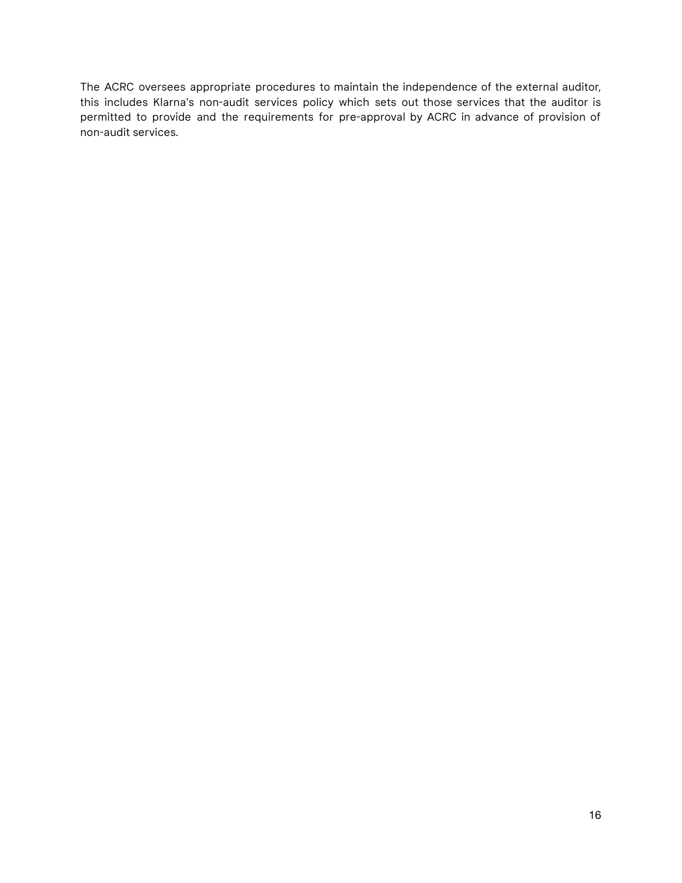The ACRC oversees appropriate procedures to maintain the independence of the external auditor, this includes Klarna's non-audit services policy which sets out those services that the auditor is permitted to provide and the requirements for pre-approval by ACRC in advance of provision of non-audit services.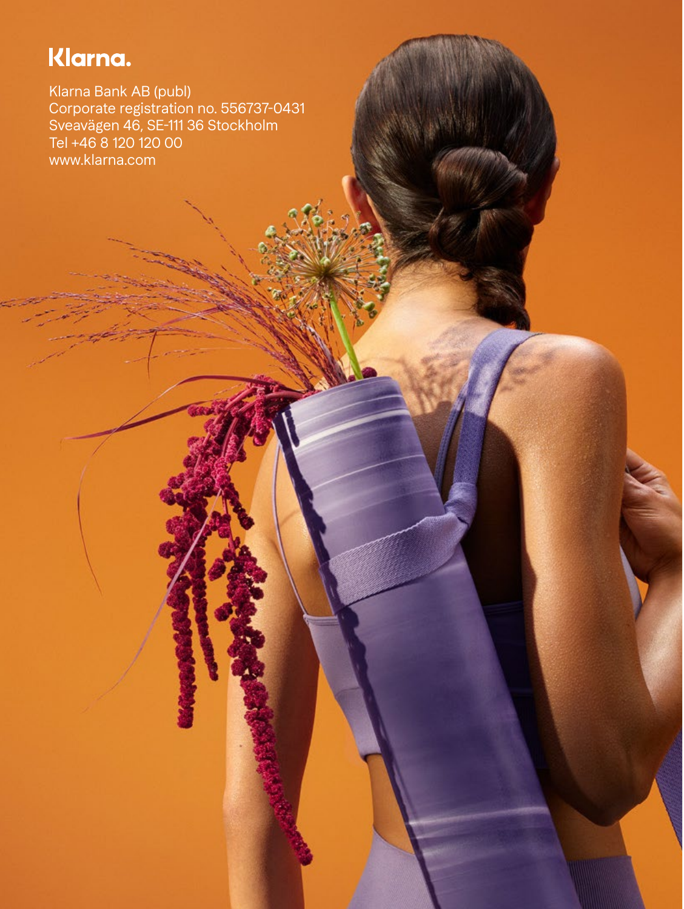Klarna.

Klarna Bank AB (publ)
Corporate registration no. 556737-0431
Sveavägen 46, SE-111 36 Stockholm
Tel +46 8 120 120 00
www.klarna.com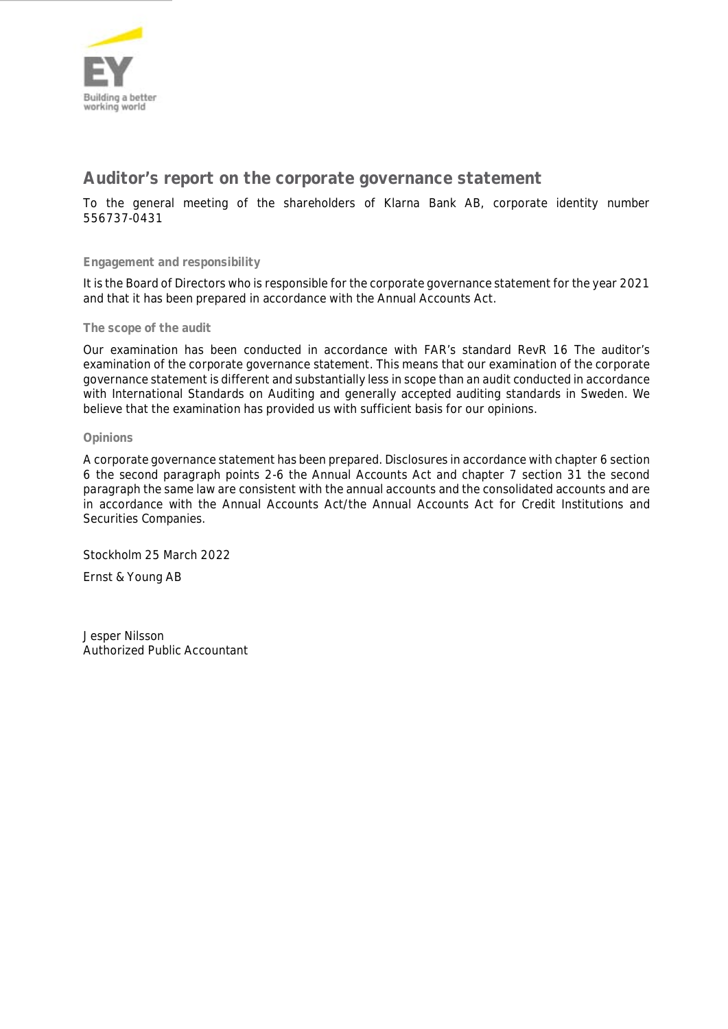# Auditor's report on the corporate governance statement

To the general meeting of the shareholders of Klarna Bank AB, corporate identity number 556737-0431

### Engagement and responsibility

It is the Board of Directors who is responsible for the corporate governance statement for the year 2021 and that it has been prepared in accordance with the Annual Accounts Act.

### The scope of the audit

Our examination has been conducted in accordance with FAR's standard RevR 16 The auditor's examination of the corporate governance statement. This means that our examination of the corporate governance statement is different and substantially less in scope than an audit conducted in accordance with International Standards on Auditing and generally accepted auditing standards in Sweden. We believe that the examination has provided us with sufficient basis for our opinions.

### Opinions

A corporate governance statement has been prepared. Disclosures in accordance with chapter 6 section 6 the second paragraph points 2-6 the Annual Accounts Act and chapter 7 section 31 the second paragraph the same law are consistent with the annual accounts and the consolidated accounts and are in accordance with the Annual Accounts Act/the Annual Accounts Act for Credit Institutions and Securities Companies.

Stockholm 25 March 2022

Ernst & Young AB

Jesper Nilsson
Authorized Public Accountant